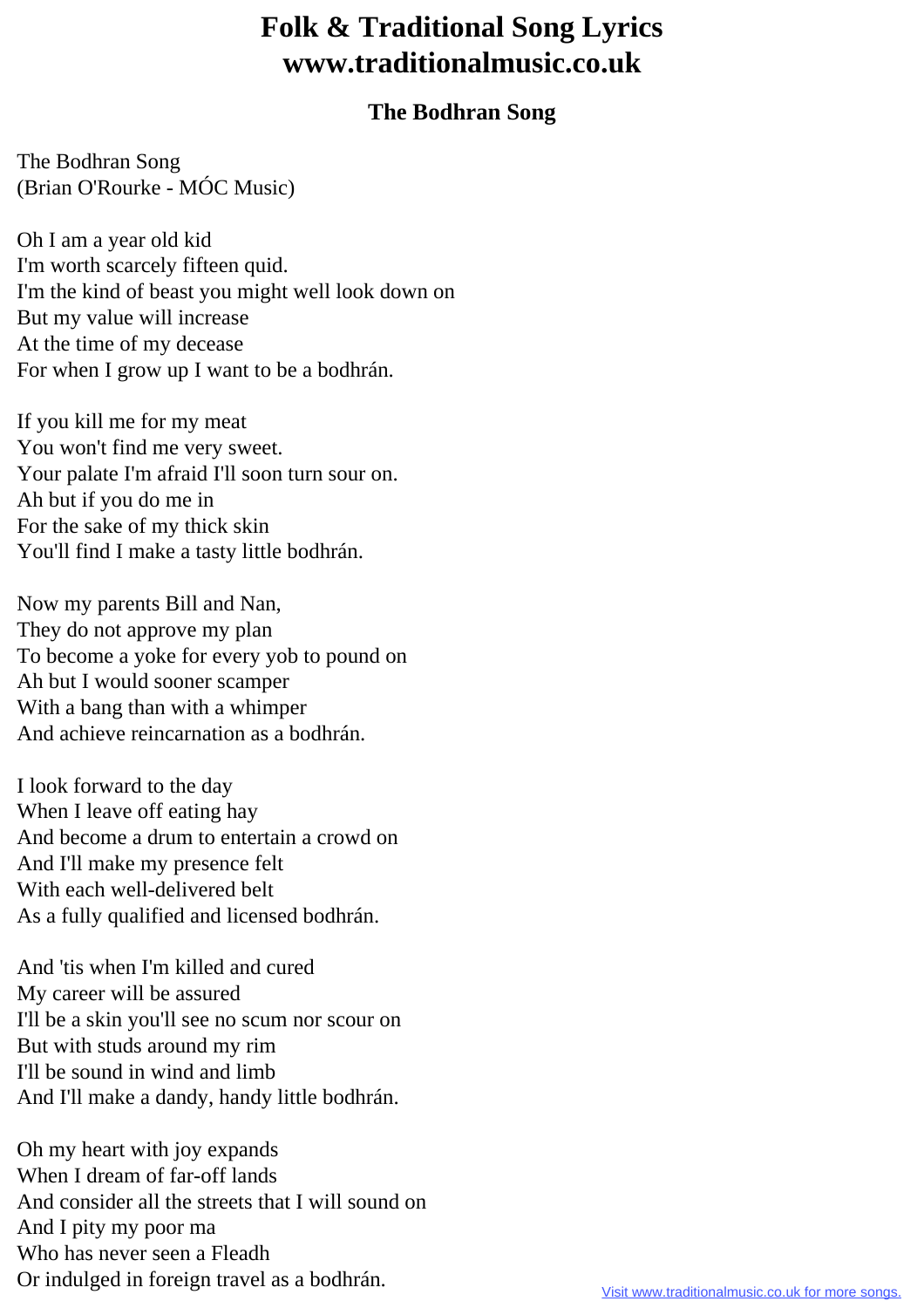# Folk & Traditional Song Lyrics www.traditionalmusic.co.uk

## The Bodhran Song

The Bodhran Song
(Brian O'Rourke - MÓC Music)

Oh I am a year old kid
I'm worth scarcely fifteen quid.
I'm the kind of beast you might well look down on
But my value will increase
At the time of my decease
For when I grow up I want to be a bodhrán.

If you kill me for my meat
You won't find me very sweet.
Your palate I'm afraid I'll soon turn sour on.
Ah but if you do me in
For the sake of my thick skin
You'll find I make a tasty little bodhrán.

Now my parents Bill and Nan,
They do not approve my plan
To become a yoke for every yob to pound on
Ah but I would sooner scamper
With a bang than with a whimper
And achieve reincarnation as a bodhrán.

I look forward to the day
When I leave off eating hay
And become a drum to entertain a crowd on
And I'll make my presence felt
With each well-delivered belt
As a fully qualified and licensed bodhrán.

And 'tis when I'm killed and cured
My career will be assured
I'll be a skin you'll see no scum nor scour on
But with studs around my rim
I'll be sound in wind and limb
And I'll make a dandy, handy little bodhrán.

Oh my heart with joy expands
When I dream of far-off lands
And consider all the streets that I will sound on
And I pity my poor ma
Who has never seen a Fleadh
Or indulged in foreign travel as a bodhrán.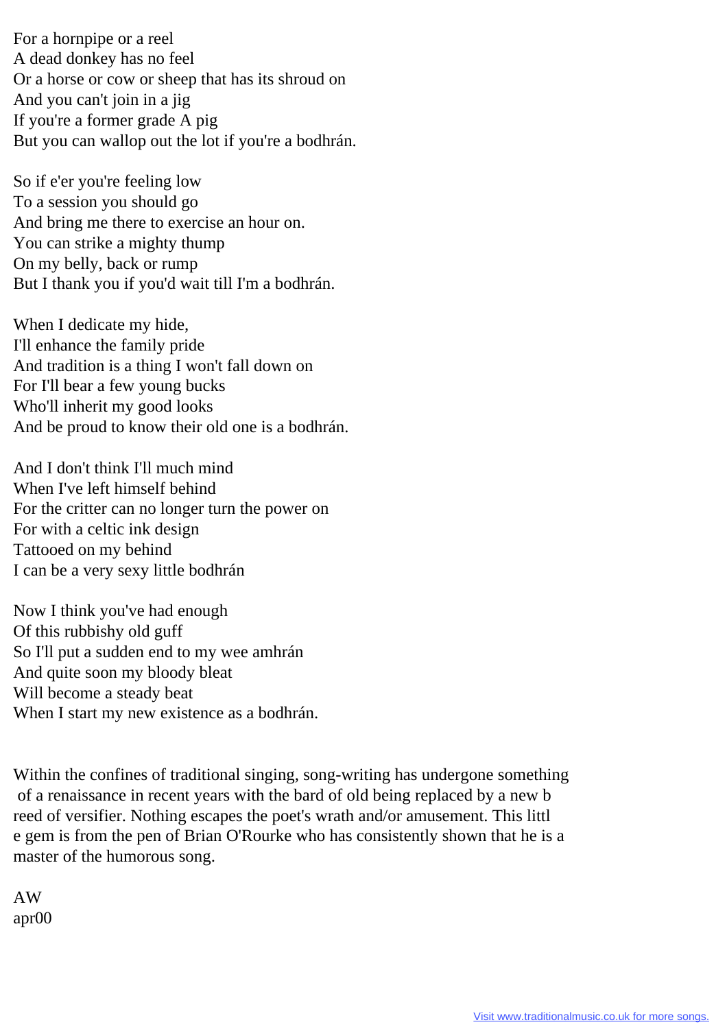For a hornpipe or a reel
A dead donkey has no feel
Or a horse or cow or sheep that has its shroud on
And you can't join in a jig
If you're a former grade A pig
But you can wallop out the lot if you're a bodhrán.

So if e'er you're feeling low
To a session you should go
And bring me there to exercise an hour on.
You can strike a mighty thump
On my belly, back or rump
But I thank you if you'd wait till I'm a bodhrán.

When I dedicate my hide,
I'll enhance the family pride
And tradition is a thing I won't fall down on
For I'll bear a few young bucks
Who'll inherit my good looks
And be proud to know their old one is a bodhrán.

And I don't think I'll much mind
When I've left himself behind
For the critter can no longer turn the power on
For with a celtic ink design
Tattooed on my behind
I can be a very sexy little bodhrán

Now I think you've had enough
Of this rubbishy old guff
So I'll put a sudden end to my wee amhrán
And quite soon my bloody bleat
Will become a steady beat
When I start my new existence as a bodhrán.

Within the confines of traditional singing, song-writing has undergone something of a renaissance in recent years with the bard of old being replaced by a new breed of versifier. Nothing escapes the poet's wrath and/or amusement. This little gem is from the pen of Brian O'Rourke who has consistently shown that he is a master of the humorous song.

AW
apr00